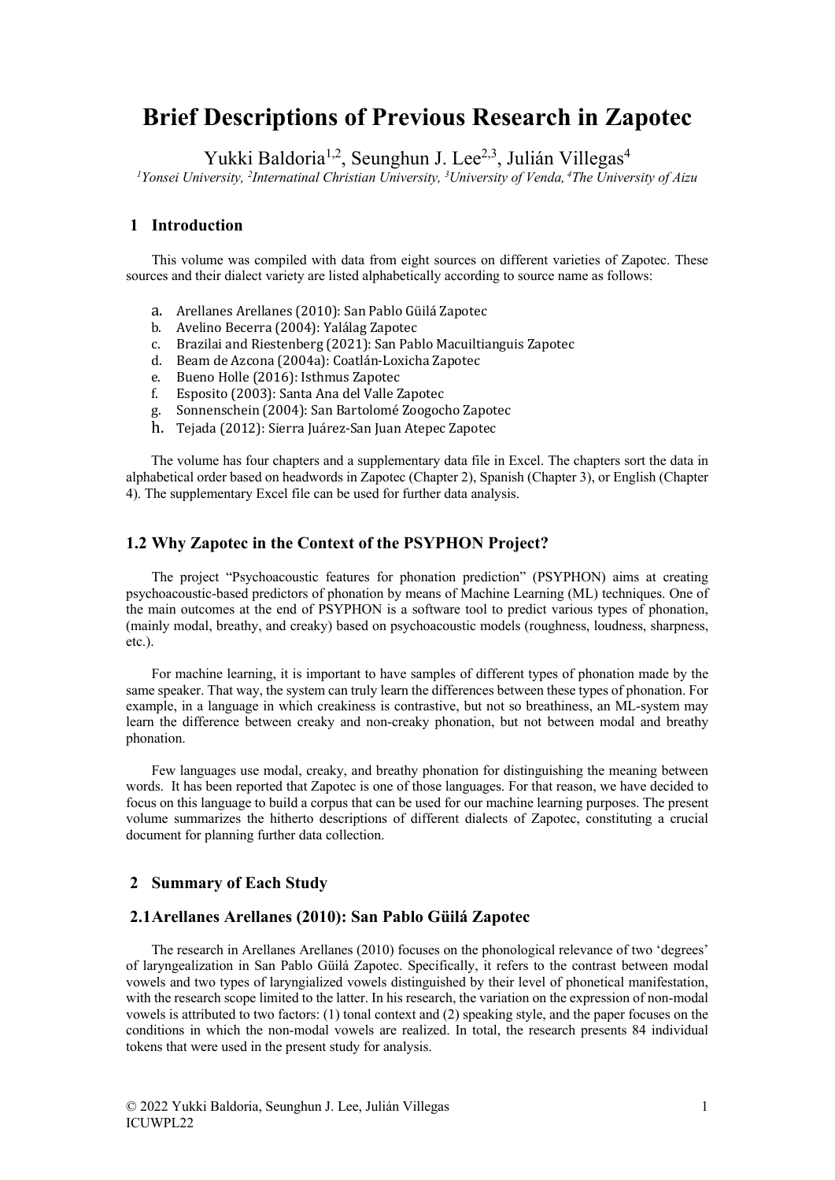# Brief Descriptions of Previous Research in Zapotec

Yukki Baldoria[1,2], Seunghun J. Lee[2,3], Julián Villegas[4]

[1]Yonsei University, [2]Internatinal Christian University, [3]University of Venda, [4]The University of Aizu

## 1 Introduction

This volume was compiled with data from eight sources on different varieties of Zapotec. These sources and their dialect variety are listed alphabetically according to source name as follows:

a. Arellanes Arellanes (2010): San Pablo Güilá Zapotec
b. Avelino Becerra (2004): Yalálag Zapotec
c. Brazilai and Riestenberg (2021): San Pablo Macuiltianguis Zapotec
d. Beam de Azcona (2004a): Coatlán-Loxicha Zapotec
e. Bueno Holle (2016): Isthmus Zapotec
f. Esposito (2003): Santa Ana del Valle Zapotec
g. Sonnenschein (2004): San Bartolomé Zoogocho Zapotec
h. Tejada (2012): Sierra Juárez-San Juan Atepec Zapotec

The volume has four chapters and a supplementary data file in Excel. The chapters sort the data in alphabetical order based on headwords in Zapotec (Chapter 2), Spanish (Chapter 3), or English (Chapter 4). The supplementary Excel file can be used for further data analysis.

### 1.2 Why Zapotec in the Context of the PSYPHON Project?

The project "Psychoacoustic features for phonation prediction" (PSYPHON) aims at creating psychoacoustic-based predictors of phonation by means of Machine Learning (ML) techniques. One of the main outcomes at the end of PSYPHON is a software tool to predict various types of phonation, (mainly modal, breathy, and creaky) based on psychoacoustic models (roughness, loudness, sharpness, etc.).

For machine learning, it is important to have samples of different types of phonation made by the same speaker. That way, the system can truly learn the differences between these types of phonation. For example, in a language in which creakiness is contrastive, but not so breathiness, an ML-system may learn the difference between creaky and non-creaky phonation, but not between modal and breathy phonation.

Few languages use modal, creaky, and breathy phonation for distinguishing the meaning between words. It has been reported that Zapotec is one of those languages. For that reason, we have decided to focus on this language to build a corpus that can be used for our machine learning purposes. The present volume summarizes the hitherto descriptions of different dialects of Zapotec, constituting a crucial document for planning further data collection.

## 2 Summary of Each Study

### 2.1 Arellanes Arellanes (2010): San Pablo Güilá Zapotec

The research in Arellanes Arellanes (2010) focuses on the phonological relevance of two 'degrees' of laryngealization in San Pablo Güilá Zapotec. Specifically, it refers to the contrast between modal vowels and two types of laryngialized vowels distinguished by their level of phonetical manifestation, with the research scope limited to the latter. In his research, the variation on the expression of non-modal vowels is attributed to two factors: (1) tonal context and (2) speaking style, and the paper focuses on the conditions in which the non-modal vowels are realized. In total, the research presents 84 individual tokens that were used in the present study for analysis.

© 2022 Yukki Baldoria, Seunghun J. Lee, Julián Villegas
ICUWPL22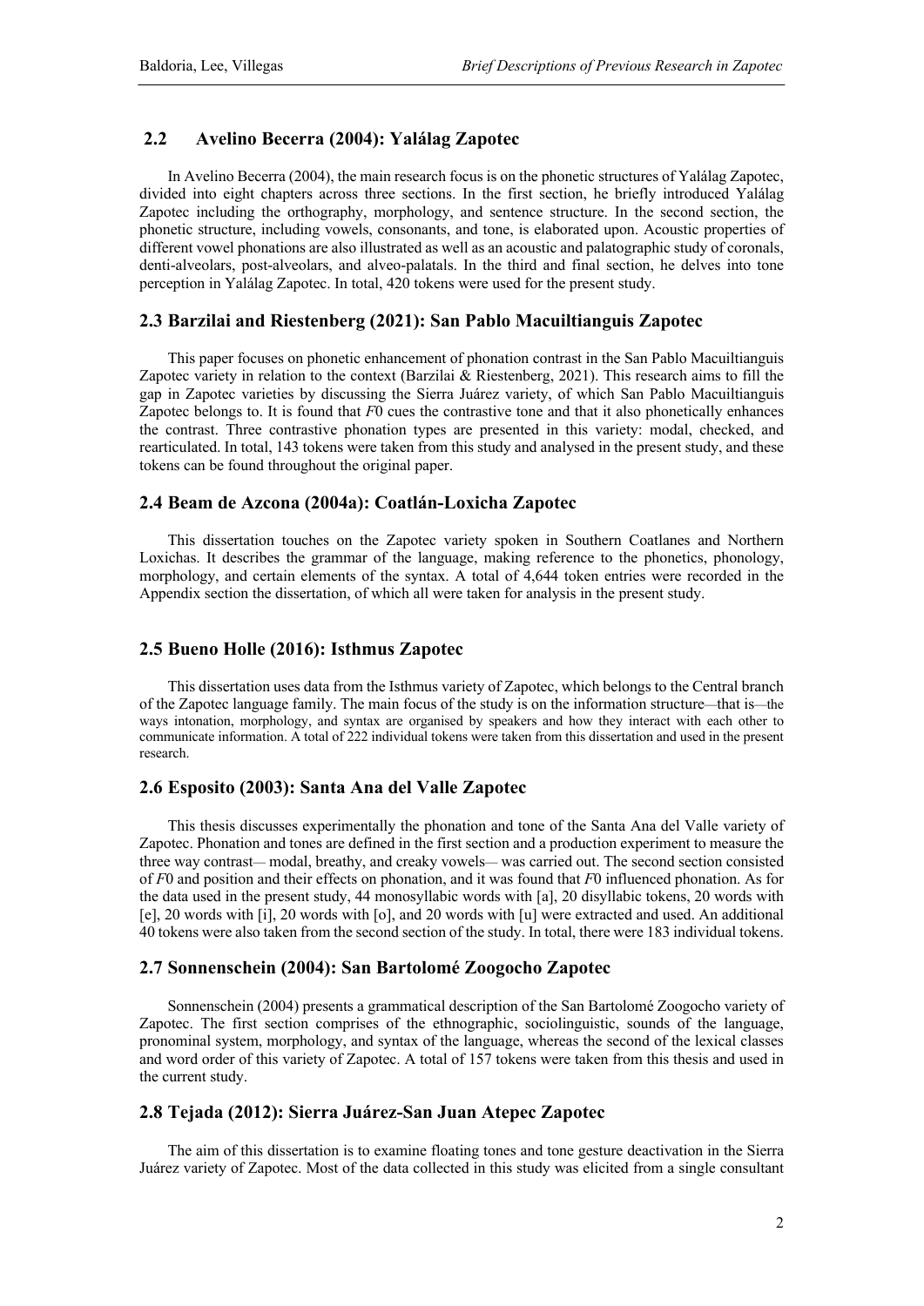## 2.2 Avelino Becerra (2004): Yalálag Zapotec

In Avelino Becerra (2004), the main research focus is on the phonetic structures of Yalálag Zapotec, divided into eight chapters across three sections. In the first section, he briefly introduced Yalálag Zapotec including the orthography, morphology, and sentence structure. In the second section, the phonetic structure, including vowels, consonants, and tone, is elaborated upon. Acoustic properties of different vowel phonations are also illustrated as well as an acoustic and palatographic study of coronals, denti-alveolars, post-alveolars, and alveo-palatals. In the third and final section, he delves into tone perception in Yalálag Zapotec. In total, 420 tokens were used for the present study.

## 2.3 Barzilai and Riestenberg (2021): San Pablo Macuiltianguis Zapotec

This paper focuses on phonetic enhancement of phonation contrast in the San Pablo Macuiltianguis Zapotec variety in relation to the context (Barzilai & Riestenberg, 2021). This research aims to fill the gap in Zapotec varieties by discussing the Sierra Juárez variety, of which San Pablo Macuiltianguis Zapotec belongs to. It is found that $F0$ cues the contrastive tone and that it also phonetically enhances the contrast. Three contrastive phonation types are presented in this variety: modal, checked, and rearticulated. In total, 143 tokens were taken from this study and analysed in the present study, and these tokens can be found throughout the original paper.

## 2.4 Beam de Azcona (2004a): Coatlán-Loxicha Zapotec

This dissertation touches on the Zapotec variety spoken in Southern Coatlanes and Northern Loxichas. It describes the grammar of the language, making reference to the phonetics, phonology, morphology, and certain elements of the syntax. A total of 4,644 token entries were recorded in the Appendix section the dissertation, of which all were taken for analysis in the present study.

## 2.5 Bueno Holle (2016): Isthmus Zapotec

This dissertation uses data from the Isthmus variety of Zapotec, which belongs to the Central branch of the Zapotec language family. The main focus of the study is on the information structure—that is—the ways intonation, morphology, and syntax are organised by speakers and how they interact with each other to communicate information. A total of 222 individual tokens were taken from this dissertation and used in the present research.

## 2.6 Esposito (2003): Santa Ana del Valle Zapotec

This thesis discusses experimentally the phonation and tone of the Santa Ana del Valle variety of Zapotec. Phonation and tones are defined in the first section and a production experiment to measure the three way contrast— modal, breathy, and creaky vowels— was carried out. The second section consisted of $F0$ and position and their effects on phonation, and it was found that $F0$ influenced phonation. As for the data used in the present study, 44 monosyllabic words with [a], 20 disyllabic tokens, 20 words with [e], 20 words with [i], 20 words with [o], and 20 words with [u] were extracted and used. An additional 40 tokens were also taken from the second section of the study. In total, there were 183 individual tokens.

## 2.7 Sonnenschein (2004): San Bartolomé Zoogocho Zapotec

Sonnenschein (2004) presents a grammatical description of the San Bartolomé Zoogocho variety of Zapotec. The first section comprises of the ethnographic, sociolinguistic, sounds of the language, pronominal system, morphology, and syntax of the language, whereas the second of the lexical classes and word order of this variety of Zapotec. A total of 157 tokens were taken from this thesis and used in the current study.

## 2.8 Tejada (2012): Sierra Juárez-San Juan Atepec Zapotec

The aim of this dissertation is to examine floating tones and tone gesture deactivation in the Sierra Juárez variety of Zapotec. Most of the data collected in this study was elicited from a single consultant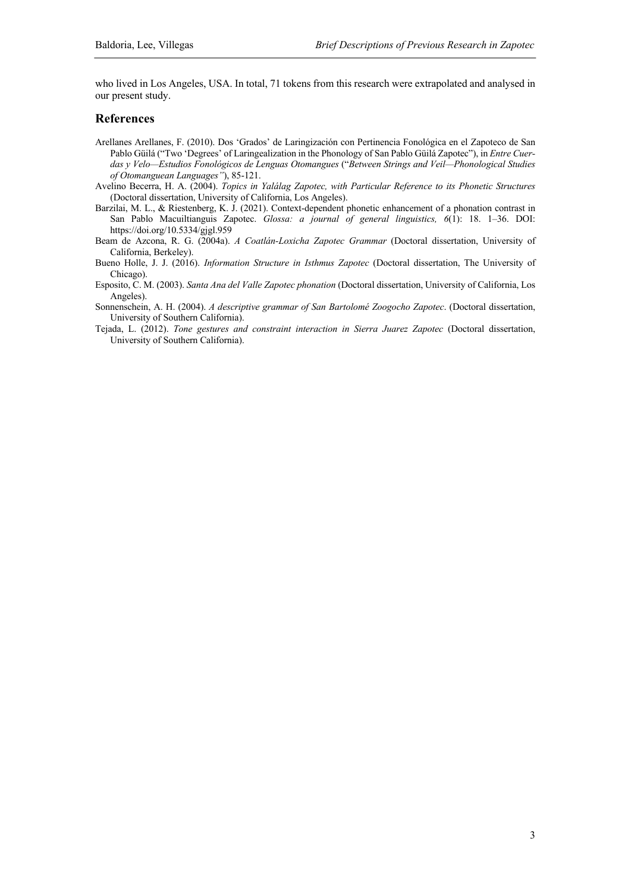who lived in Los Angeles, USA. In total, 71 tokens from this research were extrapolated and analysed in our present study.

## References

Arellanes Arellanes, F. (2010). Dos 'Grados' de Laringización con Pertinencia Fonológica en el Zapoteco de San Pablo Güilá ("Two 'Degrees' of Laringealization in the Phonology of San Pablo Güilá Zapotec"), in *Entre Cuerdas y Velo—Estudios Fonológicos de Lenguas Otomangues* ("*Between Strings and Veil—Phonological Studies of Otomanguean Languages"*), 85-121.

Avelino Becerra, H. A. (2004). *Topics in Yalálag Zapotec, with Particular Reference to its Phonetic Structures* (Doctoral dissertation, University of California, Los Angeles).

Barzilai, M. L., & Riestenberg, K. J. (2021). Context-dependent phonetic enhancement of a phonation contrast in San Pablo Macuiltianguis Zapotec. *Glossa: a journal of general linguistics, 6*(1): 18. 1–36. DOI: https://doi.org/10.5334/gjgl.959

Beam de Azcona, R. G. (2004a). *A Coatlán-Loxicha Zapotec Grammar* (Doctoral dissertation, University of California, Berkeley).

Bueno Holle, J. J. (2016). *Information Structure in Isthmus Zapotec* (Doctoral dissertation, The University of Chicago).

Esposito, C. M. (2003). *Santa Ana del Valle Zapotec phonation* (Doctoral dissertation, University of California, Los Angeles).

Sonnenschein, A. H. (2004). *A descriptive grammar of San Bartolomé Zoogocho Zapotec*. (Doctoral dissertation, University of Southern California).

Tejada, L. (2012). *Tone gestures and constraint interaction in Sierra Juarez Zapotec* (Doctoral dissertation, University of Southern California).